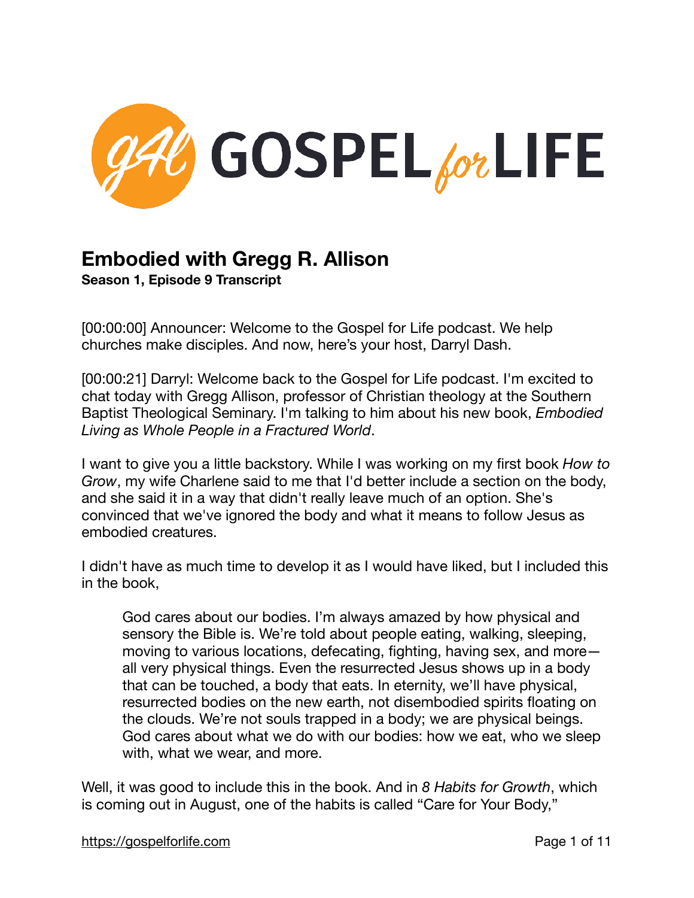# Embodied with Gregg R. Allison

**Season 1, Episode 9 Transcript**

[00:00:00] Announcer: Welcome to the Gospel for Life podcast. We help churches make disciples. And now, here's your host, Darryl Dash.

[00:00:21] Darryl: Welcome back to the Gospel for Life podcast. I'm excited to chat today with Gregg Allison, professor of Christian theology at the Southern Baptist Theological Seminary. I'm talking to him about his new book, *Embodied Living as Whole People in a Fractured World*.

I want to give you a little backstory. While I was working on my first book *How to Grow*, my wife Charlene said to me that I'd better include a section on the body, and she said it in a way that didn't really leave much of an option. She's convinced that we've ignored the body and what it means to follow Jesus as embodied creatures.

I didn't have as much time to develop it as I would have liked, but I included this in the book,

> God cares about our bodies. I'm always amazed by how physical and sensory the Bible is. We're told about people eating, walking, sleeping, moving to various locations, defecating, fighting, having sex, and more—all very physical things. Even the resurrected Jesus shows up in a body that can be touched, a body that eats. In eternity, we'll have physical, resurrected bodies on the new earth, not disembodied spirits floating on the clouds. We're not souls trapped in a body; we are physical beings. God cares about what we do with our bodies: how we eat, who we sleep with, what we wear, and more.

Well, it was good to include this in the book. And in *8 Habits for Growth*, which is coming out in August, one of the habits is called "Care for Your Body,"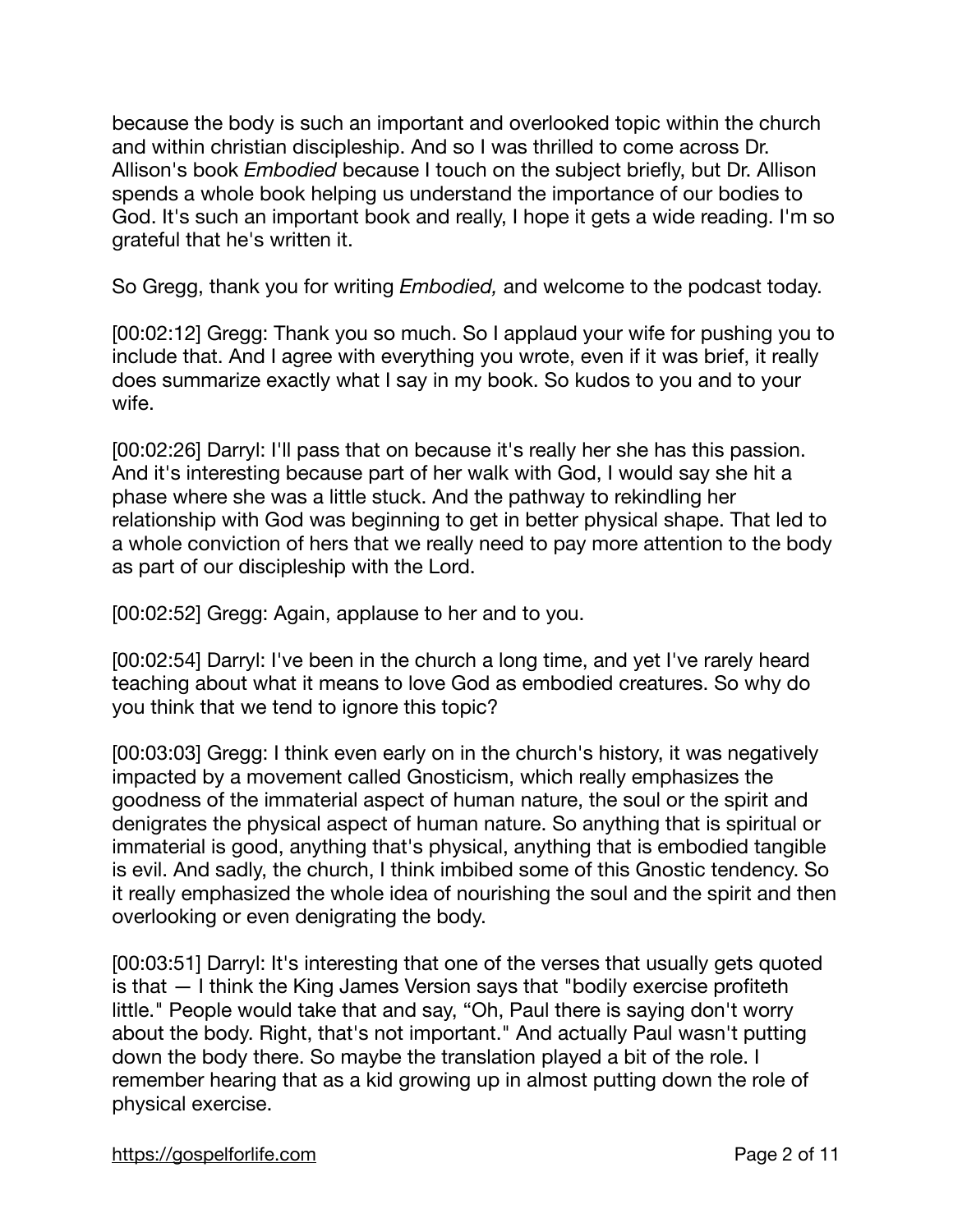because the body is such an important and overlooked topic within the church and within christian discipleship. And so I was thrilled to come across Dr. Allison's book *Embodied* because I touch on the subject briefly, but Dr. Allison spends a whole book helping us understand the importance of our bodies to God. It's such an important book and really, I hope it gets a wide reading. I'm so grateful that he's written it.

So Gregg, thank you for writing *Embodied,* and welcome to the podcast today.

[00:02:12] Gregg: Thank you so much. So I applaud your wife for pushing you to include that. And I agree with everything you wrote, even if it was brief, it really does summarize exactly what I say in my book. So kudos to you and to your wife.

[00:02:26] Darryl: I'll pass that on because it's really her she has this passion. And it's interesting because part of her walk with God, I would say she hit a phase where she was a little stuck. And the pathway to rekindling her relationship with God was beginning to get in better physical shape. That led to a whole conviction of hers that we really need to pay more attention to the body as part of our discipleship with the Lord.

[00:02:52] Gregg: Again, applause to her and to you.

[00:02:54] Darryl: I've been in the church a long time, and yet I've rarely heard teaching about what it means to love God as embodied creatures. So why do you think that we tend to ignore this topic?

[00:03:03] Gregg: I think even early on in the church's history, it was negatively impacted by a movement called Gnosticism, which really emphasizes the goodness of the immaterial aspect of human nature, the soul or the spirit and denigrates the physical aspect of human nature. So anything that is spiritual or immaterial is good, anything that's physical, anything that is embodied tangible is evil. And sadly, the church, I think imbibed some of this Gnostic tendency. So it really emphasized the whole idea of nourishing the soul and the spirit and then overlooking or even denigrating the body.

[00:03:51] Darryl: It's interesting that one of the verses that usually gets quoted is that — I think the King James Version says that "bodily exercise profiteth little." People would take that and say, "Oh, Paul there is saying don't worry about the body. Right, that's not important." And actually Paul wasn't putting down the body there. So maybe the translation played a bit of the role. I remember hearing that as a kid growing up in almost putting down the role of physical exercise.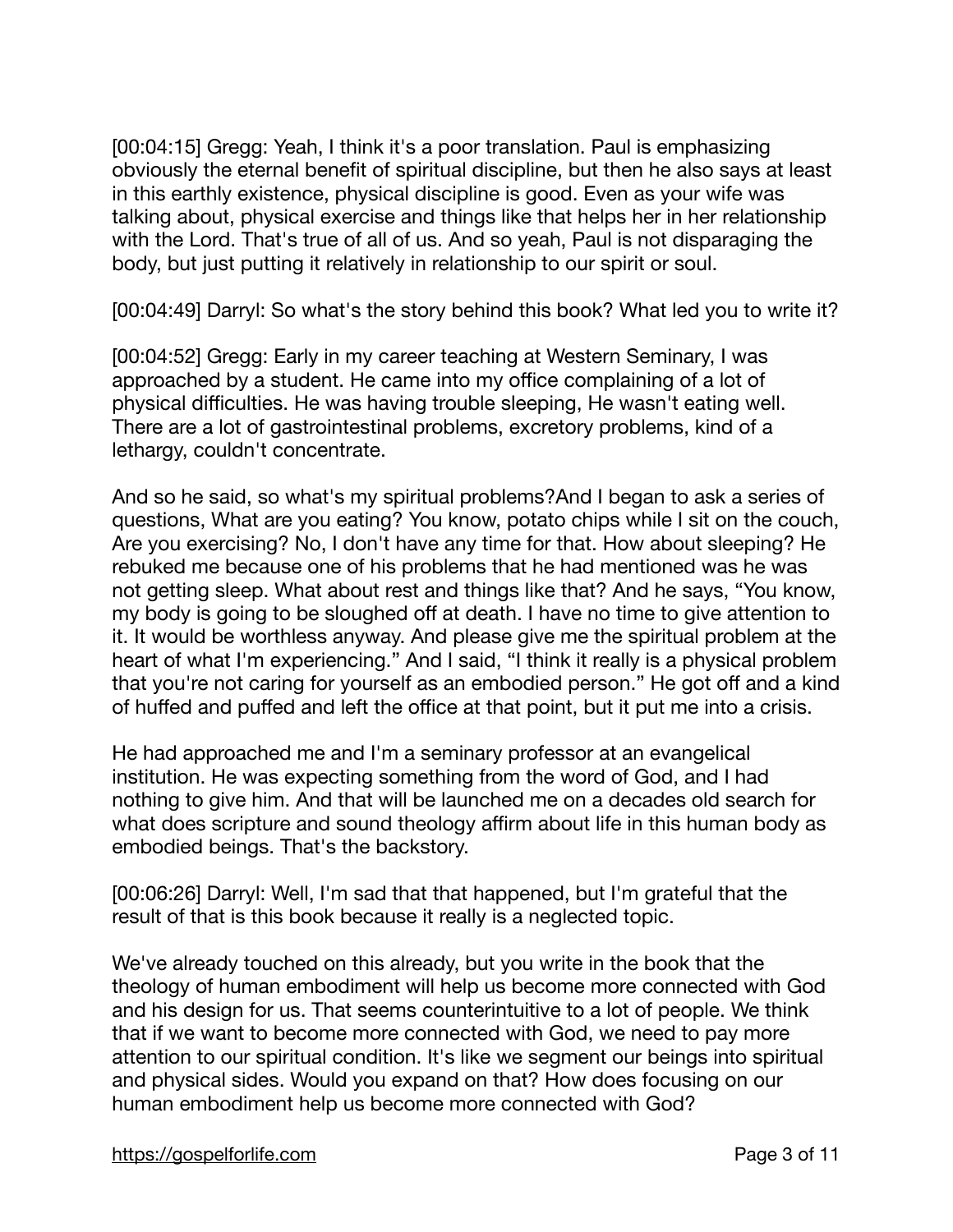[00:04:15] Gregg: Yeah, I think it's a poor translation. Paul is emphasizing obviously the eternal benefit of spiritual discipline, but then he also says at least in this earthly existence, physical discipline is good. Even as your wife was talking about, physical exercise and things like that helps her in her relationship with the Lord. That's true of all of us. And so yeah, Paul is not disparaging the body, but just putting it relatively in relationship to our spirit or soul.

[00:04:49] Darryl: So what's the story behind this book? What led you to write it?

[00:04:52] Gregg: Early in my career teaching at Western Seminary, I was approached by a student. He came into my office complaining of a lot of physical difficulties. He was having trouble sleeping, He wasn't eating well. There are a lot of gastrointestinal problems, excretory problems, kind of a lethargy, couldn't concentrate.

And so he said, so what's my spiritual problems?And I began to ask a series of questions, What are you eating? You know, potato chips while I sit on the couch, Are you exercising? No, I don't have any time for that. How about sleeping? He rebuked me because one of his problems that he had mentioned was he was not getting sleep. What about rest and things like that? And he says, "You know, my body is going to be sloughed off at death. I have no time to give attention to it. It would be worthless anyway. And please give me the spiritual problem at the heart of what I'm experiencing." And I said, "I think it really is a physical problem that you're not caring for yourself as an embodied person." He got off and a kind of huffed and puffed and left the office at that point, but it put me into a crisis.

He had approached me and I'm a seminary professor at an evangelical institution. He was expecting something from the word of God, and I had nothing to give him. And that will be launched me on a decades old search for what does scripture and sound theology affirm about life in this human body as embodied beings. That's the backstory.

[00:06:26] Darryl: Well, I'm sad that that happened, but I'm grateful that the result of that is this book because it really is a neglected topic.

We've already touched on this already, but you write in the book that the theology of human embodiment will help us become more connected with God and his design for us. That seems counterintuitive to a lot of people. We think that if we want to become more connected with God, we need to pay more attention to our spiritual condition. It's like we segment our beings into spiritual and physical sides. Would you expand on that? How does focusing on our human embodiment help us become more connected with God?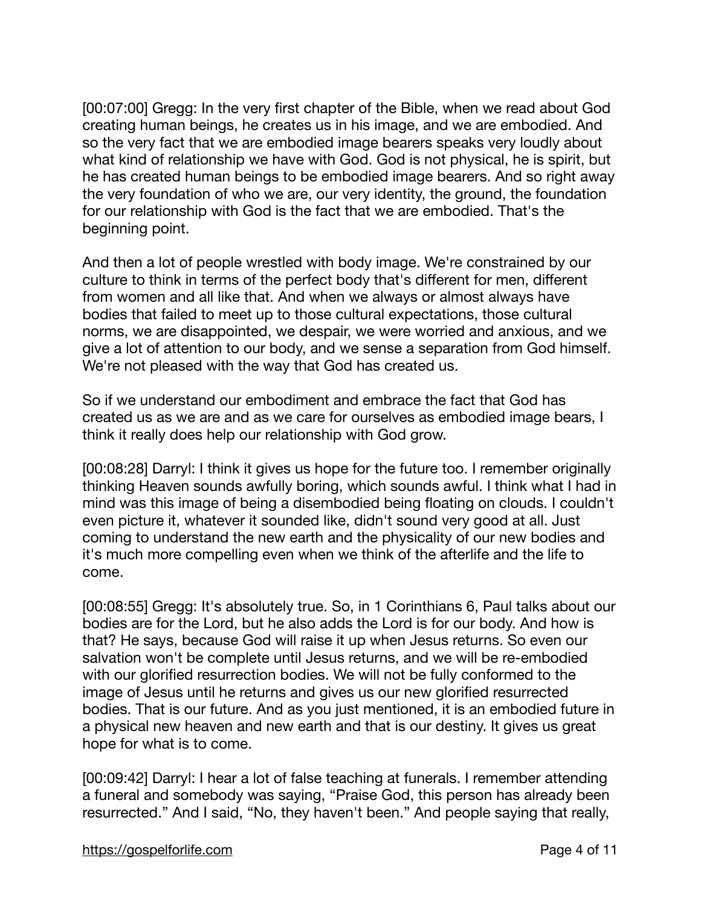[00:07:00] Gregg: In the very first chapter of the Bible, when we read about God creating human beings, he creates us in his image, and we are embodied. And so the very fact that we are embodied image bearers speaks very loudly about what kind of relationship we have with God. God is not physical, he is spirit, but he has created human beings to be embodied image bearers. And so right away the very foundation of who we are, our very identity, the ground, the foundation for our relationship with God is the fact that we are embodied. That's the beginning point.

And then a lot of people wrestled with body image. We're constrained by our culture to think in terms of the perfect body that's different for men, different from women and all like that. And when we always or almost always have bodies that failed to meet up to those cultural expectations, those cultural norms, we are disappointed, we despair, we were worried and anxious, and we give a lot of attention to our body, and we sense a separation from God himself. We're not pleased with the way that God has created us.

So if we understand our embodiment and embrace the fact that God has created us as we are and as we care for ourselves as embodied image bears, I think it really does help our relationship with God grow.

[00:08:28] Darryl: I think it gives us hope for the future too. I remember originally thinking Heaven sounds awfully boring, which sounds awful. I think what I had in mind was this image of being a disembodied being floating on clouds. I couldn't even picture it, whatever it sounded like, didn't sound very good at all. Just coming to understand the new earth and the physicality of our new bodies and it's much more compelling even when we think of the afterlife and the life to come.

[00:08:55] Gregg: It's absolutely true. So, in 1 Corinthians 6, Paul talks about our bodies are for the Lord, but he also adds the Lord is for our body. And how is that? He says, because God will raise it up when Jesus returns. So even our salvation won't be complete until Jesus returns, and we will be re-embodied with our glorified resurrection bodies. We will not be fully conformed to the image of Jesus until he returns and gives us our new glorified resurrected bodies. That is our future. And as you just mentioned, it is an embodied future in a physical new heaven and new earth and that is our destiny. It gives us great hope for what is to come.

[00:09:42] Darryl: I hear a lot of false teaching at funerals. I remember attending a funeral and somebody was saying, "Praise God, this person has already been resurrected." And I said, "No, they haven't been." And people saying that really,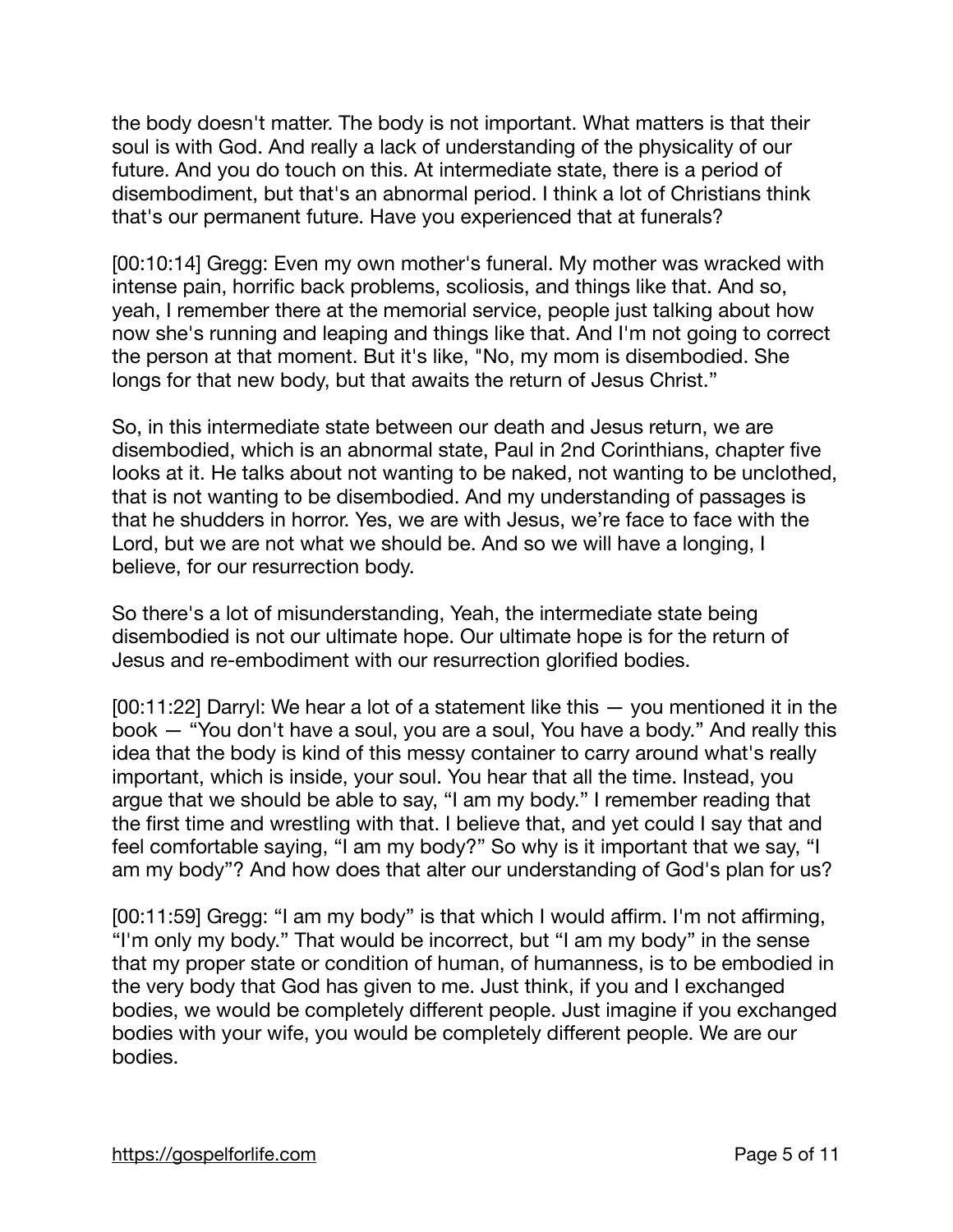the body doesn't matter. The body is not important. What matters is that their soul is with God. And really a lack of understanding of the physicality of our future. And you do touch on this. At intermediate state, there is a period of disembodiment, but that's an abnormal period. I think a lot of Christians think that's our permanent future. Have you experienced that at funerals?

[00:10:14] Gregg: Even my own mother's funeral. My mother was wracked with intense pain, horrific back problems, scoliosis, and things like that. And so, yeah, I remember there at the memorial service, people just talking about how now she's running and leaping and things like that. And I'm not going to correct the person at that moment. But it's like, "No, my mom is disembodied. She longs for that new body, but that awaits the return of Jesus Christ."

So, in this intermediate state between our death and Jesus return, we are disembodied, which is an abnormal state, Paul in 2nd Corinthians, chapter five looks at it. He talks about not wanting to be naked, not wanting to be unclothed, that is not wanting to be disembodied. And my understanding of passages is that he shudders in horror. Yes, we are with Jesus, we're face to face with the Lord, but we are not what we should be. And so we will have a longing, I believe, for our resurrection body.

So there's a lot of misunderstanding, Yeah, the intermediate state being disembodied is not our ultimate hope. Our ultimate hope is for the return of Jesus and re-embodiment with our resurrection glorified bodies.

[00:11:22] Darryl: We hear a lot of a statement like this — you mentioned it in the book — "You don't have a soul, you are a soul, You have a body." And really this idea that the body is kind of this messy container to carry around what's really important, which is inside, your soul. You hear that all the time. Instead, you argue that we should be able to say, "I am my body." I remember reading that the first time and wrestling with that. I believe that, and yet could I say that and feel comfortable saying, "I am my body?" So why is it important that we say, "I am my body"? And how does that alter our understanding of God's plan for us?

[00:11:59] Gregg: "I am my body" is that which I would affirm. I'm not affirming, "I'm only my body." That would be incorrect, but "I am my body" in the sense that my proper state or condition of human, of humanness, is to be embodied in the very body that God has given to me. Just think, if you and I exchanged bodies, we would be completely different people. Just imagine if you exchanged bodies with your wife, you would be completely different people. We are our bodies.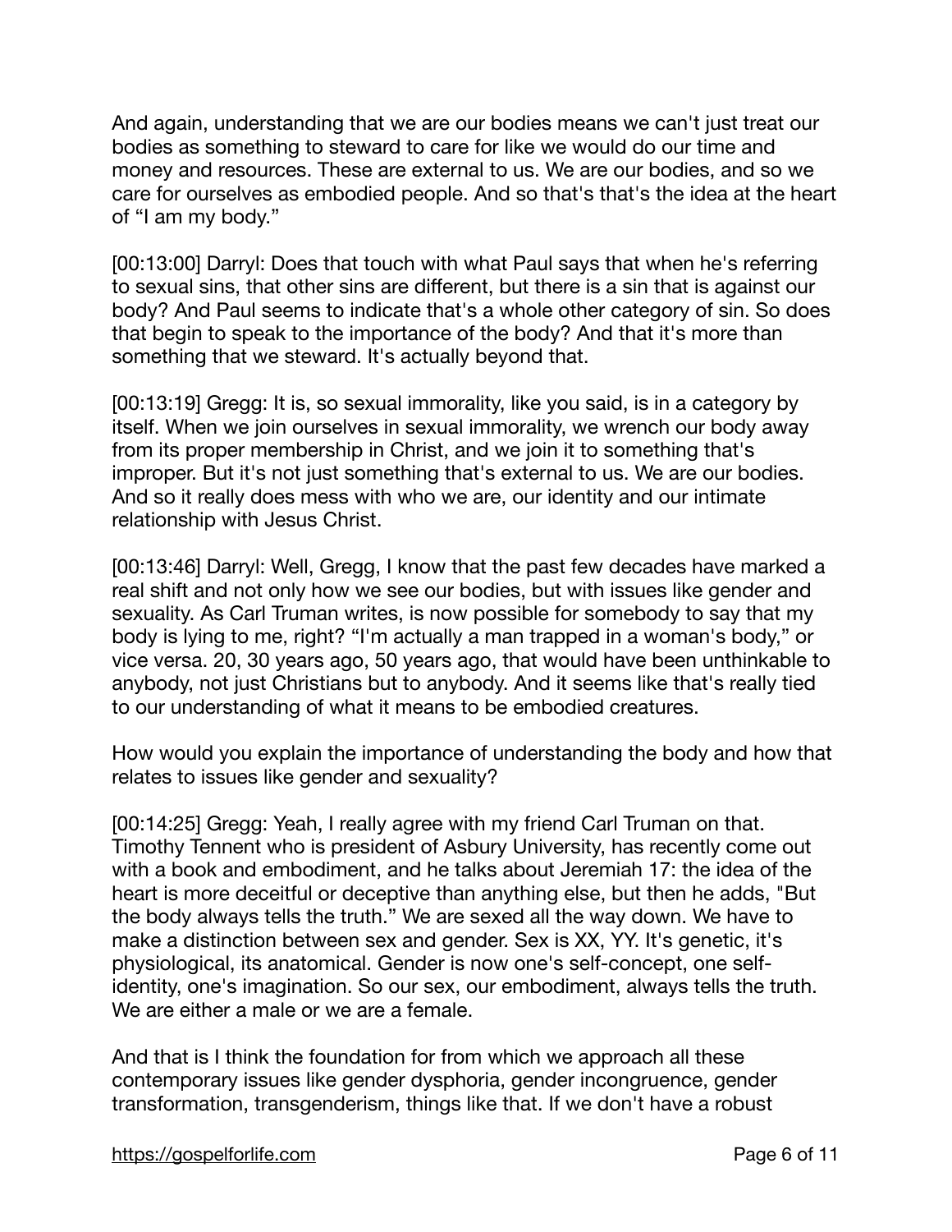And again, understanding that we are our bodies means we can't just treat our bodies as something to steward to care for like we would do our time and money and resources. These are external to us. We are our bodies, and so we care for ourselves as embodied people. And so that's that's the idea at the heart of "I am my body."

[00:13:00] Darryl: Does that touch with what Paul says that when he's referring to sexual sins, that other sins are different, but there is a sin that is against our body? And Paul seems to indicate that's a whole other category of sin. So does that begin to speak to the importance of the body? And that it's more than something that we steward. It's actually beyond that.

[00:13:19] Gregg: It is, so sexual immorality, like you said, is in a category by itself. When we join ourselves in sexual immorality, we wrench our body away from its proper membership in Christ, and we join it to something that's improper. But it's not just something that's external to us. We are our bodies. And so it really does mess with who we are, our identity and our intimate relationship with Jesus Christ.

[00:13:46] Darryl: Well, Gregg, I know that the past few decades have marked a real shift and not only how we see our bodies, but with issues like gender and sexuality. As Carl Truman writes, is now possible for somebody to say that my body is lying to me, right? "I'm actually a man trapped in a woman's body," or vice versa. 20, 30 years ago, 50 years ago, that would have been unthinkable to anybody, not just Christians but to anybody. And it seems like that's really tied to our understanding of what it means to be embodied creatures.

How would you explain the importance of understanding the body and how that relates to issues like gender and sexuality?

[00:14:25] Gregg: Yeah, I really agree with my friend Carl Truman on that. Timothy Tennent who is president of Asbury University, has recently come out with a book and embodiment, and he talks about Jeremiah 17: the idea of the heart is more deceitful or deceptive than anything else, but then he adds, "But the body always tells the truth." We are sexed all the way down. We have to make a distinction between sex and gender. Sex is XX, YY. It's genetic, it's physiological, its anatomical. Gender is now one's self-concept, one self-identity, one's imagination. So our sex, our embodiment, always tells the truth. We are either a male or we are a female.

And that is I think the foundation for from which we approach all these contemporary issues like gender dysphoria, gender incongruence, gender transformation, transgenderism, things like that. If we don't have a robust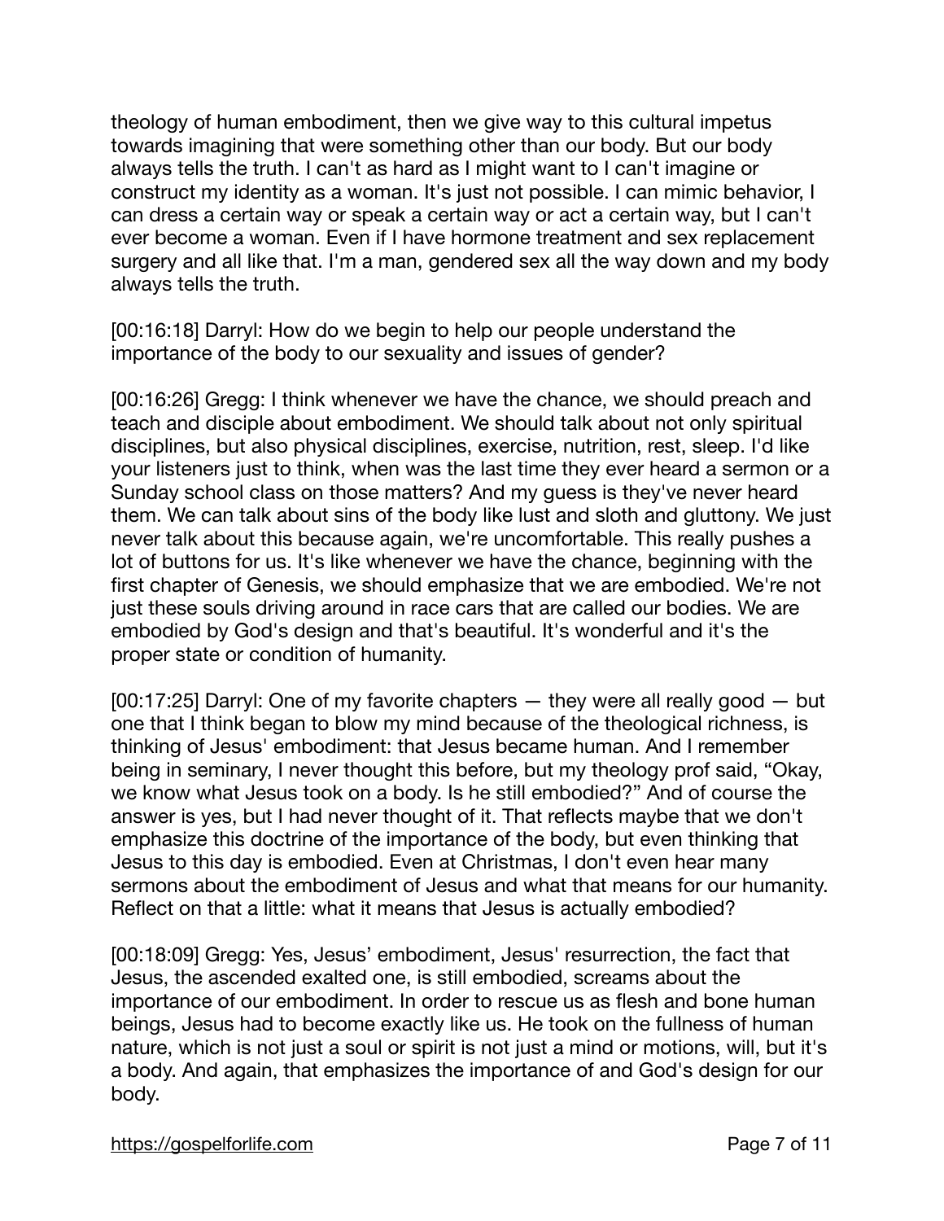theology of human embodiment, then we give way to this cultural impetus towards imagining that were something other than our body. But our body always tells the truth. I can't as hard as I might want to I can't imagine or construct my identity as a woman. It's just not possible. I can mimic behavior, I can dress a certain way or speak a certain way or act a certain way, but I can't ever become a woman. Even if I have hormone treatment and sex replacement surgery and all like that. I'm a man, gendered sex all the way down and my body always tells the truth.

[00:16:18] Darryl: How do we begin to help our people understand the importance of the body to our sexuality and issues of gender?

[00:16:26] Gregg: I think whenever we have the chance, we should preach and teach and disciple about embodiment. We should talk about not only spiritual disciplines, but also physical disciplines, exercise, nutrition, rest, sleep. I'd like your listeners just to think, when was the last time they ever heard a sermon or a Sunday school class on those matters? And my guess is they've never heard them. We can talk about sins of the body like lust and sloth and gluttony. We just never talk about this because again, we're uncomfortable. This really pushes a lot of buttons for us. It's like whenever we have the chance, beginning with the first chapter of Genesis, we should emphasize that we are embodied. We're not just these souls driving around in race cars that are called our bodies. We are embodied by God's design and that's beautiful. It's wonderful and it's the proper state or condition of humanity.

[00:17:25] Darryl: One of my favorite chapters — they were all really good — but one that I think began to blow my mind because of the theological richness, is thinking of Jesus' embodiment: that Jesus became human. And I remember being in seminary, I never thought this before, but my theology prof said, "Okay, we know what Jesus took on a body. Is he still embodied?" And of course the answer is yes, but I had never thought of it. That reflects maybe that we don't emphasize this doctrine of the importance of the body, but even thinking that Jesus to this day is embodied. Even at Christmas, I don't even hear many sermons about the embodiment of Jesus and what that means for our humanity. Reflect on that a little: what it means that Jesus is actually embodied?

[00:18:09] Gregg: Yes, Jesus' embodiment, Jesus' resurrection, the fact that Jesus, the ascended exalted one, is still embodied, screams about the importance of our embodiment. In order to rescue us as flesh and bone human beings, Jesus had to become exactly like us. He took on the fullness of human nature, which is not just a soul or spirit is not just a mind or motions, will, but it's a body. And again, that emphasizes the importance of and God's design for our body.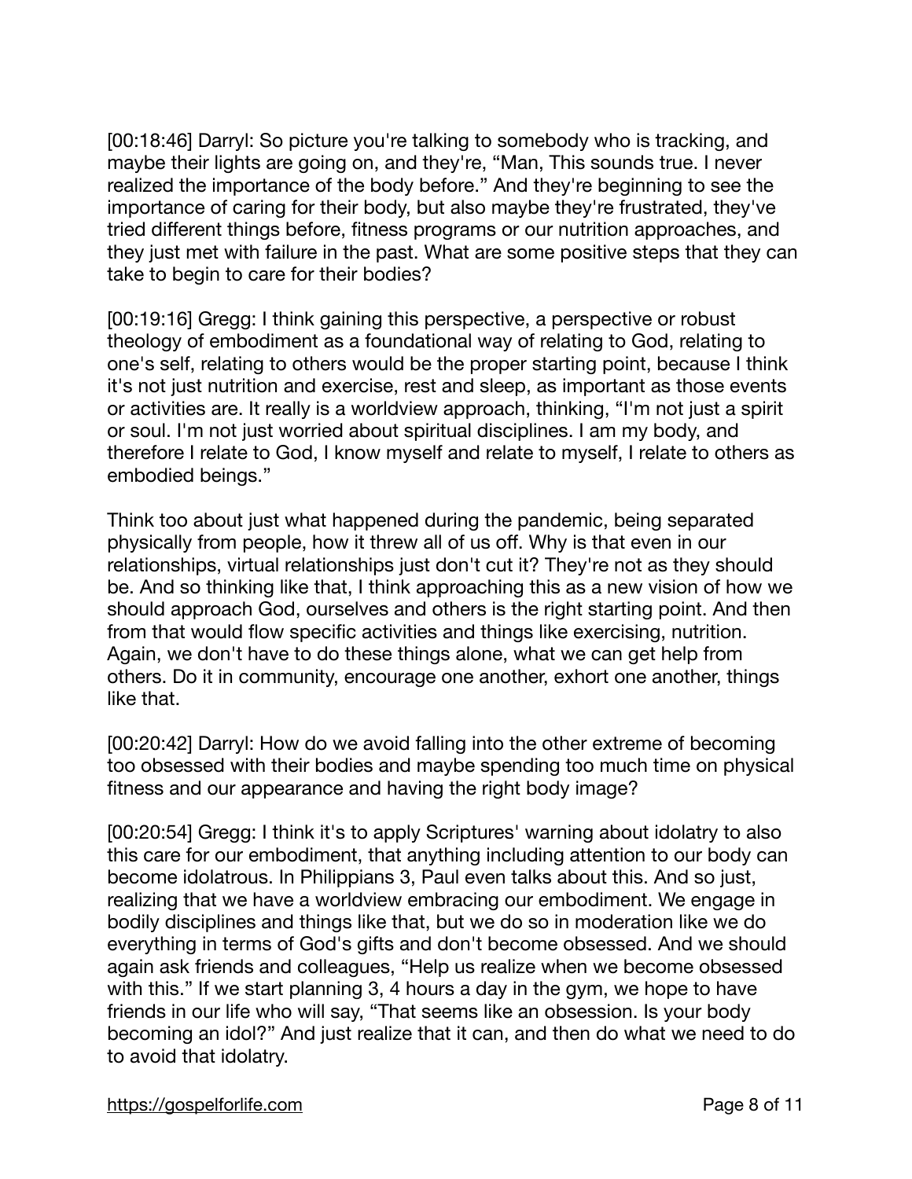[00:18:46] Darryl: So picture you're talking to somebody who is tracking, and maybe their lights are going on, and they're, “Man, This sounds true. I never realized the importance of the body before.” And they're beginning to see the importance of caring for their body, but also maybe they're frustrated, they've tried different things before, fitness programs or our nutrition approaches, and they just met with failure in the past. What are some positive steps that they can take to begin to care for their bodies?

[00:19:16] Gregg: I think gaining this perspective, a perspective or robust theology of embodiment as a foundational way of relating to God, relating to one's self, relating to others would be the proper starting point, because I think it's not just nutrition and exercise, rest and sleep, as important as those events or activities are. It really is a worldview approach, thinking, “I'm not just a spirit or soul. I'm not just worried about spiritual disciplines. I am my body, and therefore I relate to God, I know myself and relate to myself, I relate to others as embodied beings.”

Think too about just what happened during the pandemic, being separated physically from people, how it threw all of us off. Why is that even in our relationships, virtual relationships just don't cut it? They're not as they should be. And so thinking like that, I think approaching this as a new vision of how we should approach God, ourselves and others is the right starting point. And then from that would flow specific activities and things like exercising, nutrition. Again, we don't have to do these things alone, what we can get help from others. Do it in community, encourage one another, exhort one another, things like that.

[00:20:42] Darryl: How do we avoid falling into the other extreme of becoming too obsessed with their bodies and maybe spending too much time on physical fitness and our appearance and having the right body image?

[00:20:54] Gregg: I think it's to apply Scriptures' warning about idolatry to also this care for our embodiment, that anything including attention to our body can become idolatrous. In Philippians 3, Paul even talks about this. And so just, realizing that we have a worldview embracing our embodiment. We engage in bodily disciplines and things like that, but we do so in moderation like we do everything in terms of God's gifts and don't become obsessed. And we should again ask friends and colleagues, “Help us realize when we become obsessed with this.” If we start planning 3, 4 hours a day in the gym, we hope to have friends in our life who will say, “That seems like an obsession. Is your body becoming an idol?” And just realize that it can, and then do what we need to do to avoid that idolatry.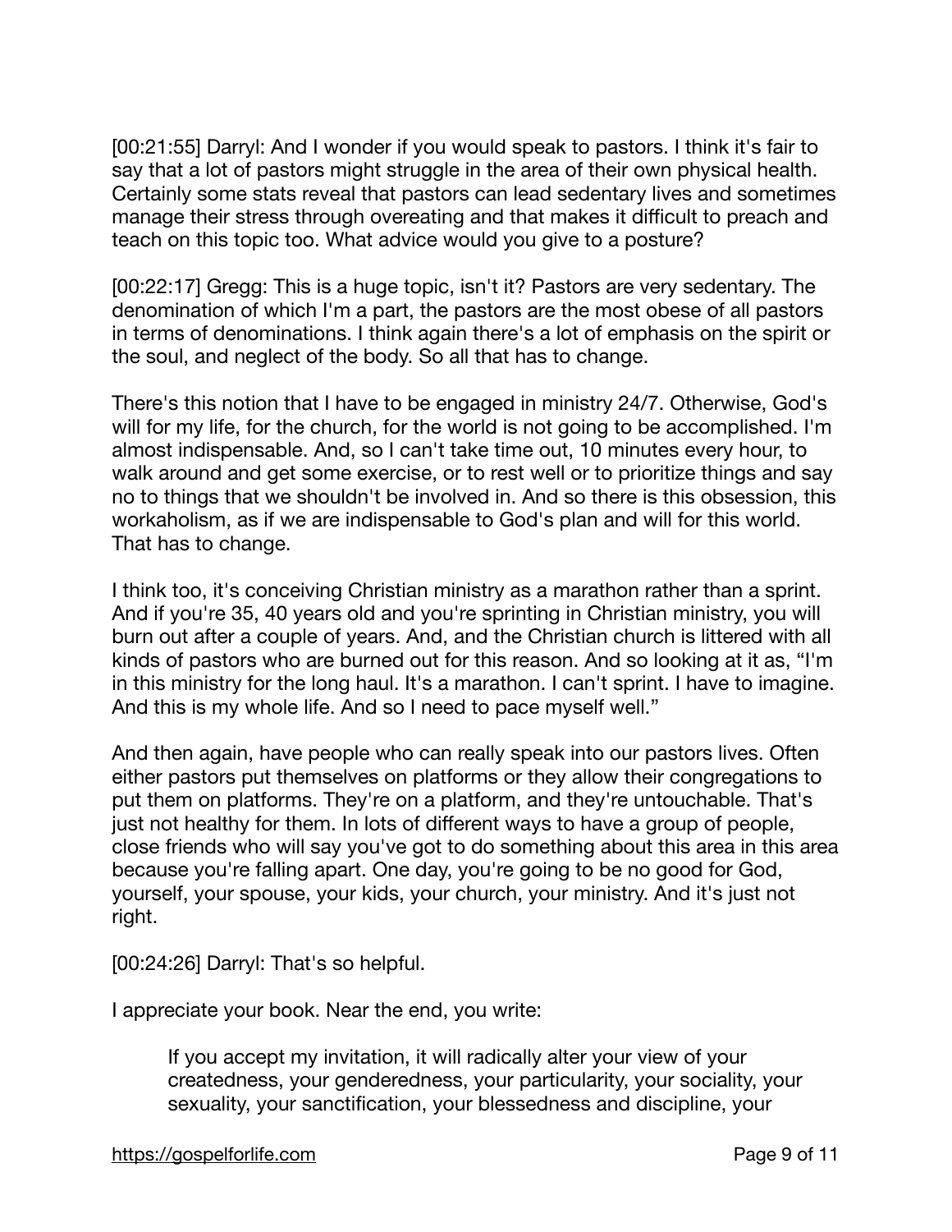[00:21:55] Darryl: And I wonder if you would speak to pastors. I think it's fair to say that a lot of pastors might struggle in the area of their own physical health. Certainly some stats reveal that pastors can lead sedentary lives and sometimes manage their stress through overeating and that makes it difficult to preach and teach on this topic too. What advice would you give to a posture?

[00:22:17] Gregg: This is a huge topic, isn't it? Pastors are very sedentary. The denomination of which I'm a part, the pastors are the most obese of all pastors in terms of denominations. I think again there's a lot of emphasis on the spirit or the soul, and neglect of the body. So all that has to change.

There's this notion that I have to be engaged in ministry 24/7. Otherwise, God's will for my life, for the church, for the world is not going to be accomplished. I'm almost indispensable. And, so I can't take time out, 10 minutes every hour, to walk around and get some exercise, or to rest well or to prioritize things and say no to things that we shouldn't be involved in. And so there is this obsession, this workaholism, as if we are indispensable to God's plan and will for this world. That has to change.

I think too, it's conceiving Christian ministry as a marathon rather than a sprint. And if you're 35, 40 years old and you're sprinting in Christian ministry, you will burn out after a couple of years. And, and the Christian church is littered with all kinds of pastors who are burned out for this reason. And so looking at it as, "I'm in this ministry for the long haul. It's a marathon. I can't sprint. I have to imagine. And this is my whole life. And so I need to pace myself well."

And then again, have people who can really speak into our pastors lives. Often either pastors put themselves on platforms or they allow their congregations to put them on platforms. They're on a platform, and they're untouchable. That's just not healthy for them. In lots of different ways to have a group of people, close friends who will say you've got to do something about this area in this area because you're falling apart. One day, you're going to be no good for God, yourself, your spouse, your kids, your church, your ministry. And it's just not right.

[00:24:26] Darryl: That's so helpful.

I appreciate your book. Near the end, you write:

> If you accept my invitation, it will radically alter your view of your createdness, your genderedness, your particularity, your sociality, your sexuality, your sanctification, your blessedness and discipline, your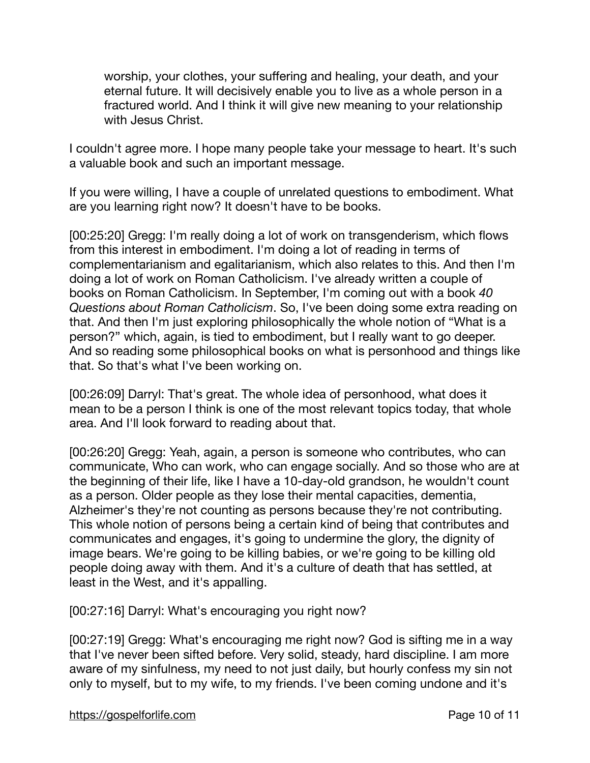> worship, your clothes, your suffering and healing, your death, and your eternal future. It will decisively enable you to live as a whole person in a fractured world. And I think it will give new meaning to your relationship with Jesus Christ.

I couldn't agree more. I hope many people take your message to heart. It's such a valuable book and such an important message.

If you were willing, I have a couple of unrelated questions to embodiment. What are you learning right now? It doesn't have to be books.

[00:25:20] Gregg: I'm really doing a lot of work on transgenderism, which flows from this interest in embodiment. I'm doing a lot of reading in terms of complementarianism and egalitarianism, which also relates to this. And then I'm doing a lot of work on Roman Catholicism. I've already written a couple of books on Roman Catholicism. In September, I'm coming out with a book *40 Questions about Roman Catholicism*. So, I've been doing some extra reading on that. And then I'm just exploring philosophically the whole notion of "What is a person?" which, again, is tied to embodiment, but I really want to go deeper. And so reading some philosophical books on what is personhood and things like that. So that's what I've been working on.

[00:26:09] Darryl: That's great. The whole idea of personhood, what does it mean to be a person I think is one of the most relevant topics today, that whole area. And I'll look forward to reading about that.

[00:26:20] Gregg: Yeah, again, a person is someone who contributes, who can communicate, Who can work, who can engage socially. And so those who are at the beginning of their life, like I have a 10-day-old grandson, he wouldn't count as a person. Older people as they lose their mental capacities, dementia, Alzheimer's they're not counting as persons because they're not contributing. This whole notion of persons being a certain kind of being that contributes and communicates and engages, it's going to undermine the glory, the dignity of image bears. We're going to be killing babies, or we're going to be killing old people doing away with them. And it's a culture of death that has settled, at least in the West, and it's appalling.

[00:27:16] Darryl: What's encouraging you right now?

[00:27:19] Gregg: What's encouraging me right now? God is sifting me in a way that I've never been sifted before. Very solid, steady, hard discipline. I am more aware of my sinfulness, my need to not just daily, but hourly confess my sin not only to myself, but to my wife, to my friends. I've been coming undone and it's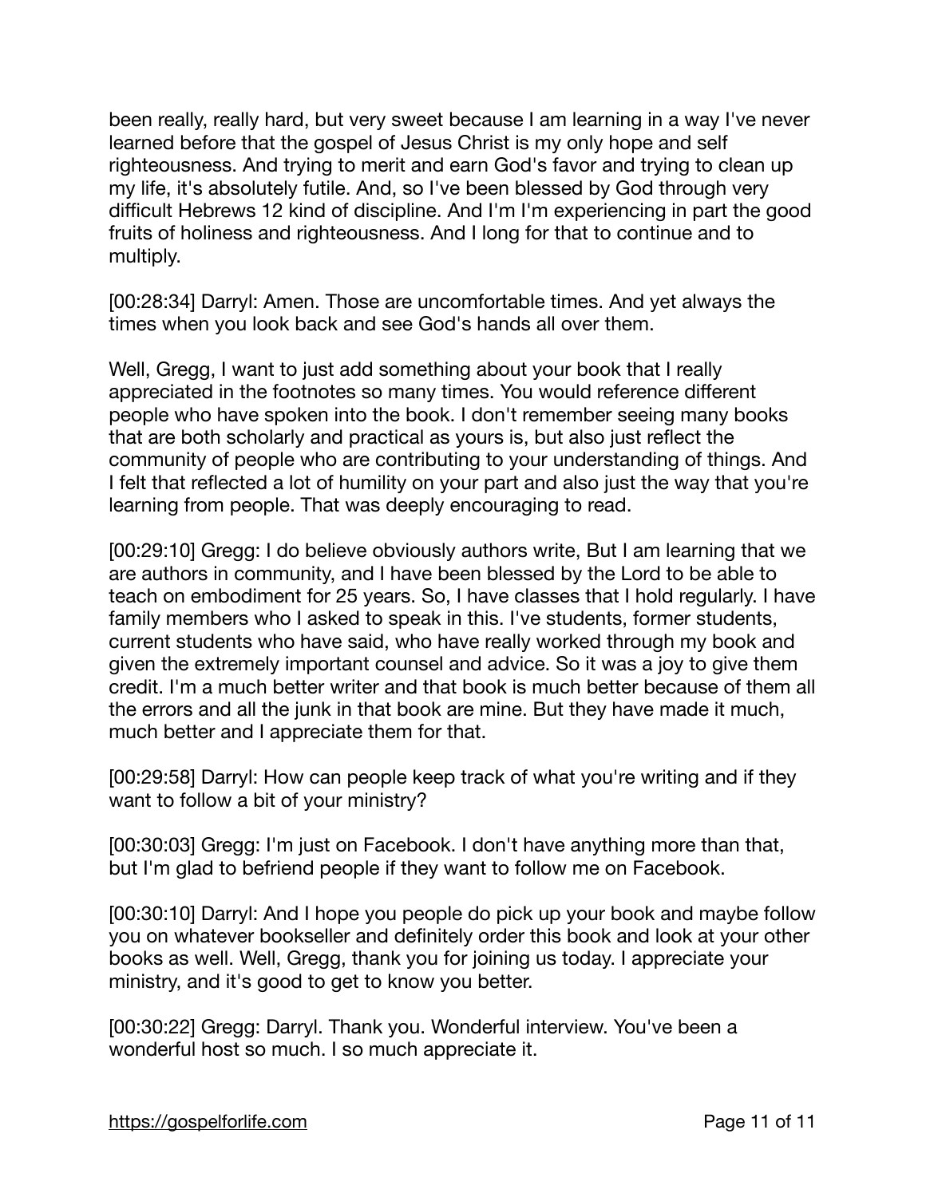been really, really hard, but very sweet because I am learning in a way I've never learned before that the gospel of Jesus Christ is my only hope and self righteousness. And trying to merit and earn God's favor and trying to clean up my life, it's absolutely futile. And, so I've been blessed by God through very difficult Hebrews 12 kind of discipline. And I'm I'm experiencing in part the good fruits of holiness and righteousness. And I long for that to continue and to multiply.

[00:28:34] Darryl: Amen. Those are uncomfortable times. And yet always the times when you look back and see God's hands all over them.

Well, Gregg, I want to just add something about your book that I really appreciated in the footnotes so many times. You would reference different people who have spoken into the book. I don't remember seeing many books that are both scholarly and practical as yours is, but also just reflect the community of people who are contributing to your understanding of things. And I felt that reflected a lot of humility on your part and also just the way that you're learning from people. That was deeply encouraging to read.

[00:29:10] Gregg: I do believe obviously authors write, But I am learning that we are authors in community, and I have been blessed by the Lord to be able to teach on embodiment for 25 years. So, I have classes that I hold regularly. I have family members who I asked to speak in this. I've students, former students, current students who have said, who have really worked through my book and given the extremely important counsel and advice. So it was a joy to give them credit. I'm a much better writer and that book is much better because of them all the errors and all the junk in that book are mine. But they have made it much, much better and I appreciate them for that.

[00:29:58] Darryl: How can people keep track of what you're writing and if they want to follow a bit of your ministry?

[00:30:03] Gregg: I'm just on Facebook. I don't have anything more than that, but I'm glad to befriend people if they want to follow me on Facebook.

[00:30:10] Darryl: And I hope you people do pick up your book and maybe follow you on whatever bookseller and definitely order this book and look at your other books as well. Well, Gregg, thank you for joining us today. I appreciate your ministry, and it's good to get to know you better.

[00:30:22] Gregg: Darryl. Thank you. Wonderful interview. You've been a wonderful host so much. I so much appreciate it.